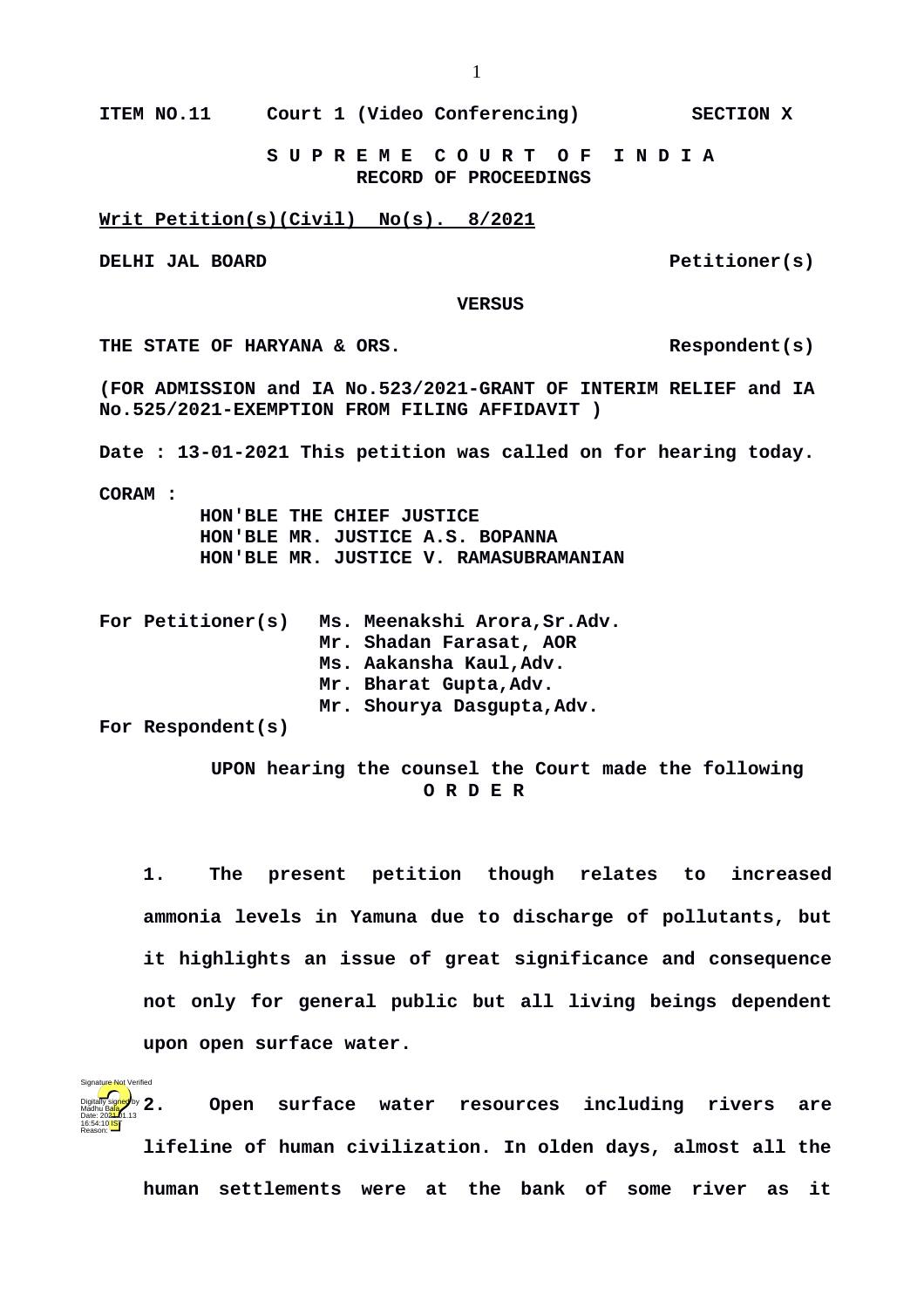**ITEM NO.11 Court 1 (Video Conferencing) SECTION X**

**S U P R E M E C O U R T O F I N D I A**
**RECORD OF PROCEEDINGS**

**Writ Petition(s)(Civil) No(s). 8/2021**

**DELHI JAL BOARD Petitioner(s)**

**VERSUS**

**THE STATE OF HARYANA & ORS. Respondent(s)**

**(FOR ADMISSION and IA No.523/2021-GRANT OF INTERIM RELIEF and IA No.525/2021-EXEMPTION FROM FILING AFFIDAVIT )**

**Date : 13-01-2021 This petition was called on for hearing today.**

**CORAM :**
**HON'BLE THE CHIEF JUSTICE**
**HON'BLE MR. JUSTICE A.S. BOPANNA**
**HON'BLE MR. JUSTICE V. RAMASUBRAMANIAN**

**For Petitioner(s)** **Ms. Meenakshi Arora,Sr.Adv.**
**Mr. Shadan Farasat, AOR**
**Ms. Aakansha Kaul,Adv.**
**Mr. Bharat Gupta,Adv.**
**Mr. Shourya Dasgupta,Adv.**

**For Respondent(s)**

**UPON hearing the counsel the Court made the following**

**O R D E R**

**1. The present petition though relates to increased ammonia levels in Yamuna due to discharge of pollutants, but it highlights an issue of great significance and consequence not only for general public but all living beings dependent upon open surface water.**

**2. Open surface water resources including rivers are lifeline of human civilization. In olden days, almost all the human settlements were at the bank of some river as it**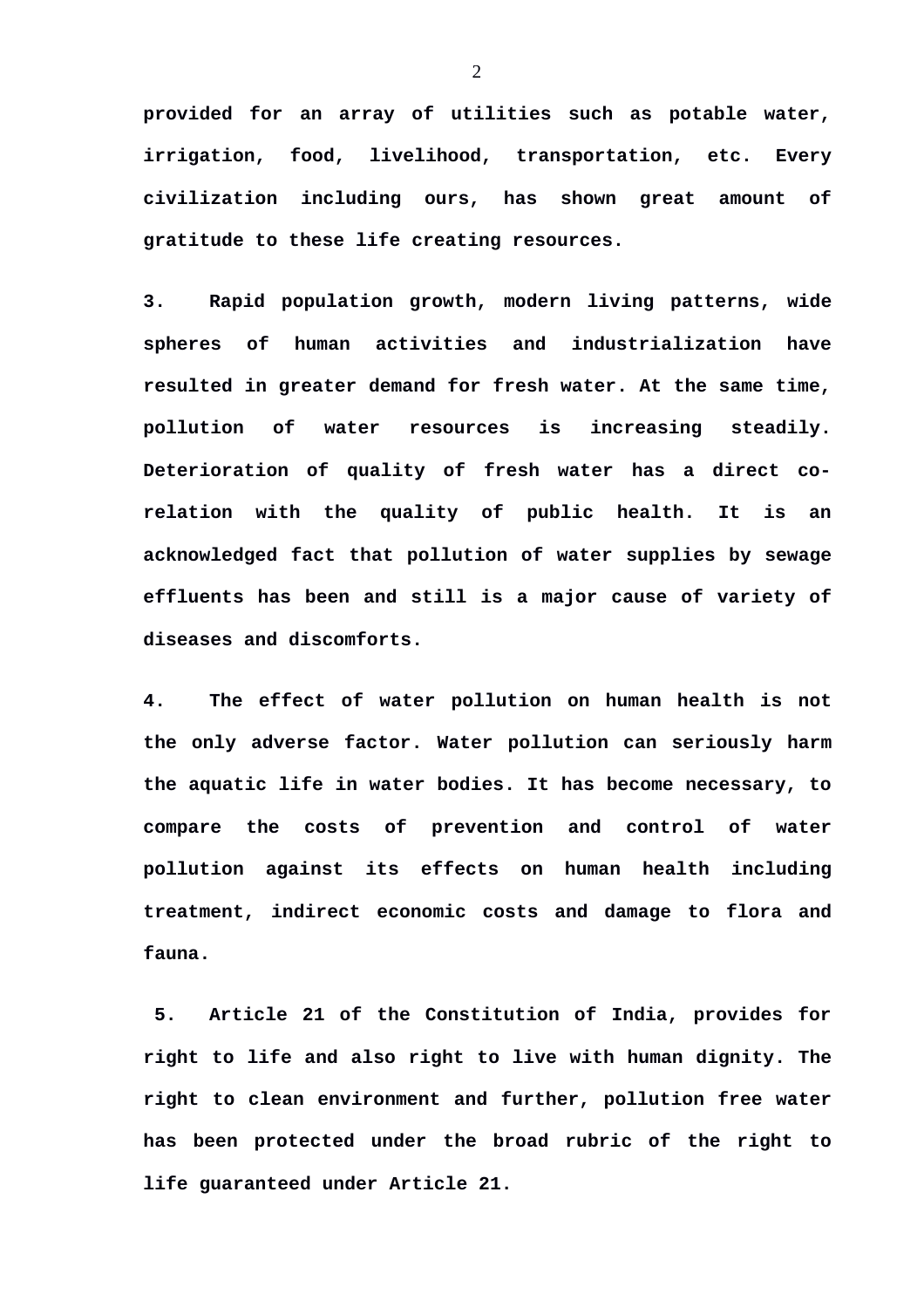**provided for an array of utilities such as potable water, irrigation, food, livelihood, transportation, etc. Every civilization including ours, has shown great amount of gratitude to these life creating resources.**

**3. Rapid population growth, modern living patterns, wide spheres of human activities and industrialization have resulted in greater demand for fresh water. At the same time, pollution of water resources is increasing steadily. Deterioration of quality of fresh water has a direct co-relation with the quality of public health. It is an acknowledged fact that pollution of water supplies by sewage effluents has been and still is a major cause of variety of diseases and discomforts.**

**4. The effect of water pollution on human health is not the only adverse factor. Water pollution can seriously harm the aquatic life in water bodies. It has become necessary, to compare the costs of prevention and control of water pollution against its effects on human health including treatment, indirect economic costs and damage to flora and fauna.**

**5. Article 21 of the Constitution of India, provides for right to life and also right to live with human dignity. The right to clean environment and further, pollution free water has been protected under the broad rubric of the right to life guaranteed under Article 21.**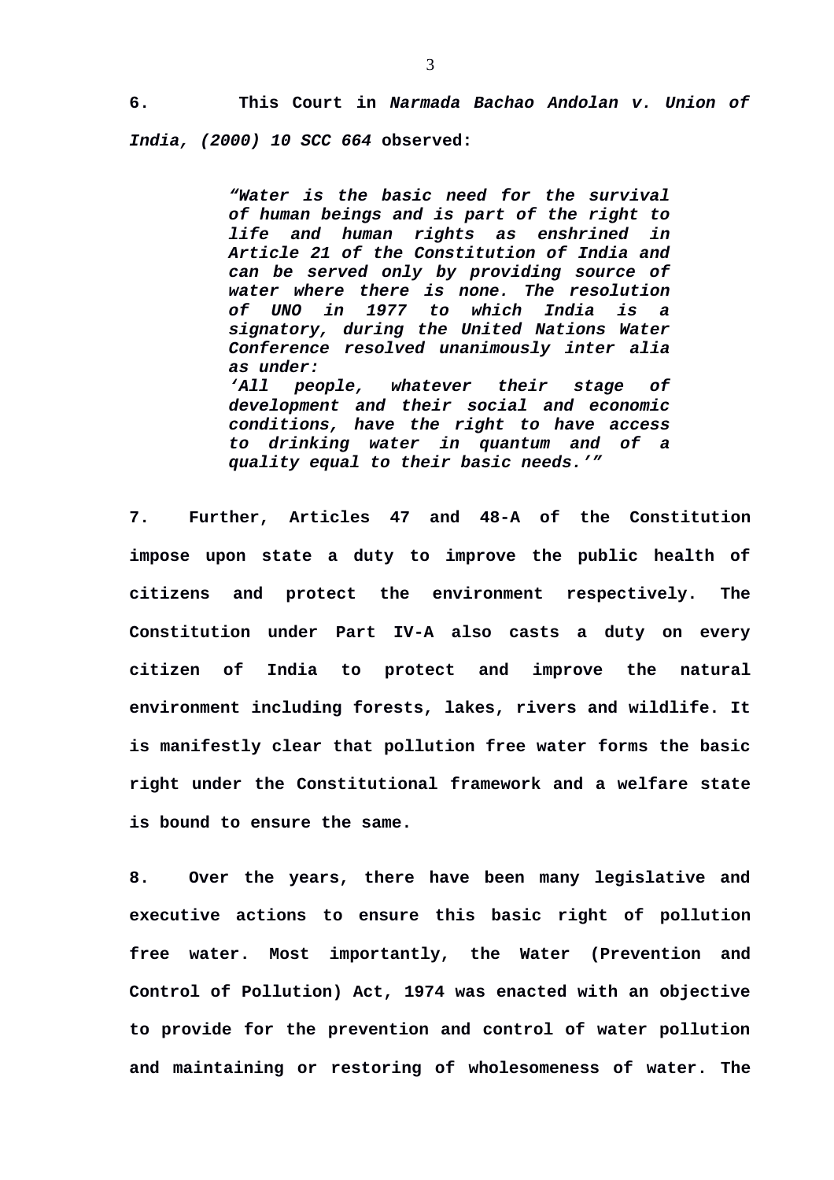**6. This Court in *Narmada Bachao Andolan v. Union of India, (2000) 10 SCC 664* observed:**

> ***"Water is the basic need for the survival of human beings and is part of the right to life and human rights as enshrined in Article 21 of the Constitution of India and can be served only by providing source of water where there is none. The resolution of UNO in 1977 to which India is a signatory, during the United Nations Water Conference resolved unanimously inter alia as under:***
> ***'All people, whatever their stage of development and their social and economic conditions, have the right to have access to drinking water in quantum and of a quality equal to their basic needs.'"***

**7. Further, Articles 47 and 48-A of the Constitution impose upon state a duty to improve the public health of citizens and protect the environment respectively. The Constitution under Part IV-A also casts a duty on every citizen of India to protect and improve the natural environment including forests, lakes, rivers and wildlife. It is manifestly clear that pollution free water forms the basic right under the Constitutional framework and a welfare state is bound to ensure the same.**

**8. Over the years, there have been many legislative and executive actions to ensure this basic right of pollution free water. Most importantly, the Water (Prevention and Control of Pollution) Act, 1974 was enacted with an objective to provide for the prevention and control of water pollution and maintaining or restoring of wholesomeness of water. The**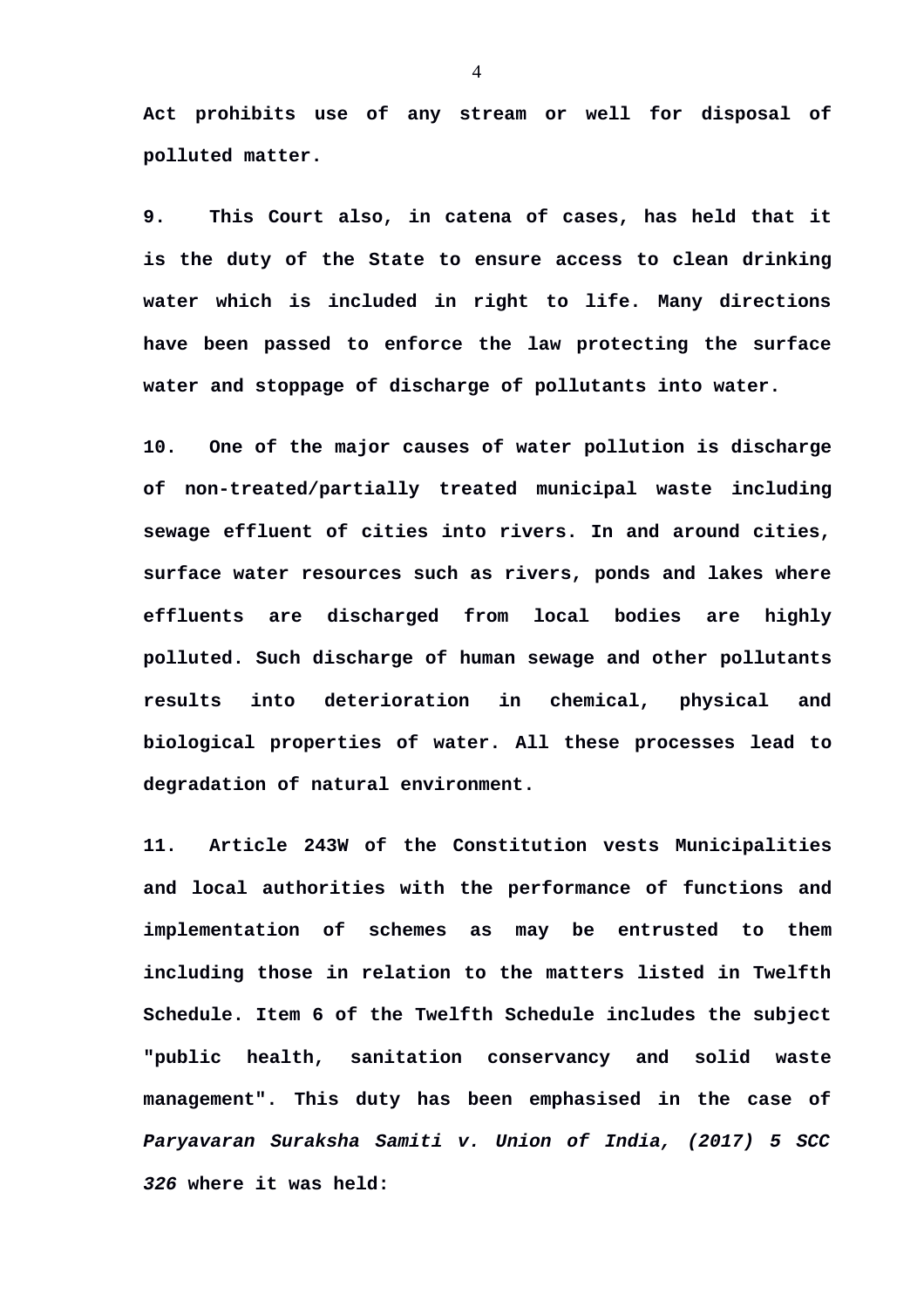**Act prohibits use of any stream or well for disposal of polluted matter.**

**9. This Court also, in catena of cases, has held that it is the duty of the State to ensure access to clean drinking water which is included in right to life. Many directions have been passed to enforce the law protecting the surface water and stoppage of discharge of pollutants into water.**

**10. One of the major causes of water pollution is discharge of non-treated/partially treated municipal waste including sewage effluent of cities into rivers. In and around cities, surface water resources such as rivers, ponds and lakes where effluents are discharged from local bodies are highly polluted. Such discharge of human sewage and other pollutants results into deterioration in chemical, physical and biological properties of water. All these processes lead to degradation of natural environment.**

**11. Article 243W of the Constitution vests Municipalities and local authorities with the performance of functions and implementation of schemes as may be entrusted to them including those in relation to the matters listed in Twelfth Schedule. Item 6 of the Twelfth Schedule includes the subject "public health, sanitation conservancy and solid waste management". This duty has been emphasised in the case of *Paryavaran Suraksha Samiti v. Union of India, (2017) 5 SCC 326* where it was held:**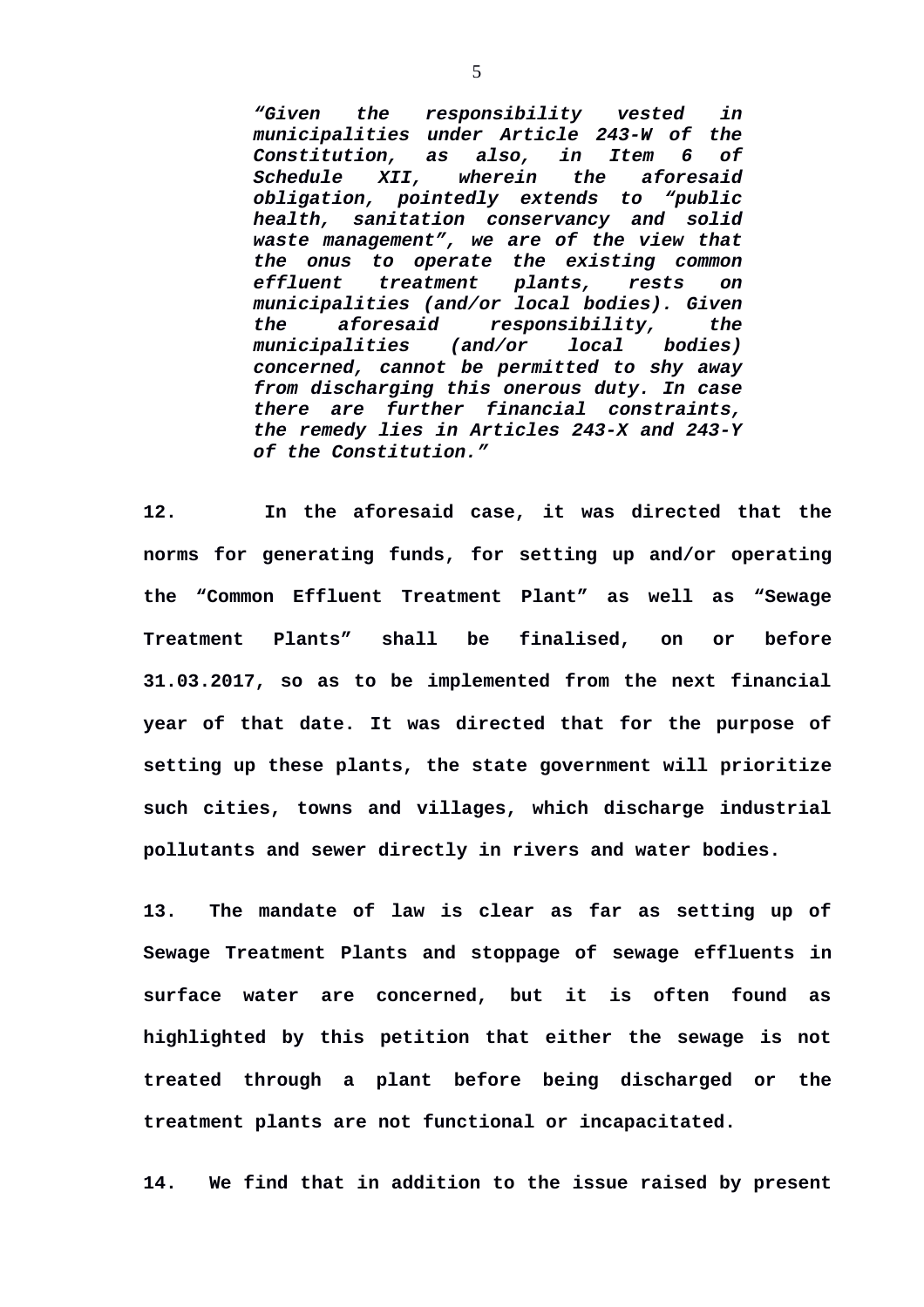> ***"Given the responsibility vested in municipalities under Article 243-W of the Constitution, as also, in Item 6 of Schedule XII, wherein the aforesaid obligation, pointedly extends to "public health, sanitation conservancy and solid waste management", we are of the view that the onus to operate the existing common effluent treatment plants, rests on municipalities (and/or local bodies). Given the aforesaid responsibility, the municipalities (and/or local bodies) concerned, cannot be permitted to shy away from discharging this onerous duty. In case there are further financial constraints, the remedy lies in Articles 243-X and 243-Y of the Constitution."***

**12. In the aforesaid case, it was directed that the norms for generating funds, for setting up and/or operating the "Common Effluent Treatment Plant" as well as "Sewage Treatment Plants" shall be finalised, on or before 31.03.2017, so as to be implemented from the next financial year of that date. It was directed that for the purpose of setting up these plants, the state government will prioritize such cities, towns and villages, which discharge industrial pollutants and sewer directly in rivers and water bodies.**

**13. The mandate of law is clear as far as setting up of Sewage Treatment Plants and stoppage of sewage effluents in surface water are concerned, but it is often found as highlighted by this petition that either the sewage is not treated through a plant before being discharged or the treatment plants are not functional or incapacitated.**

**14. We find that in addition to the issue raised by present**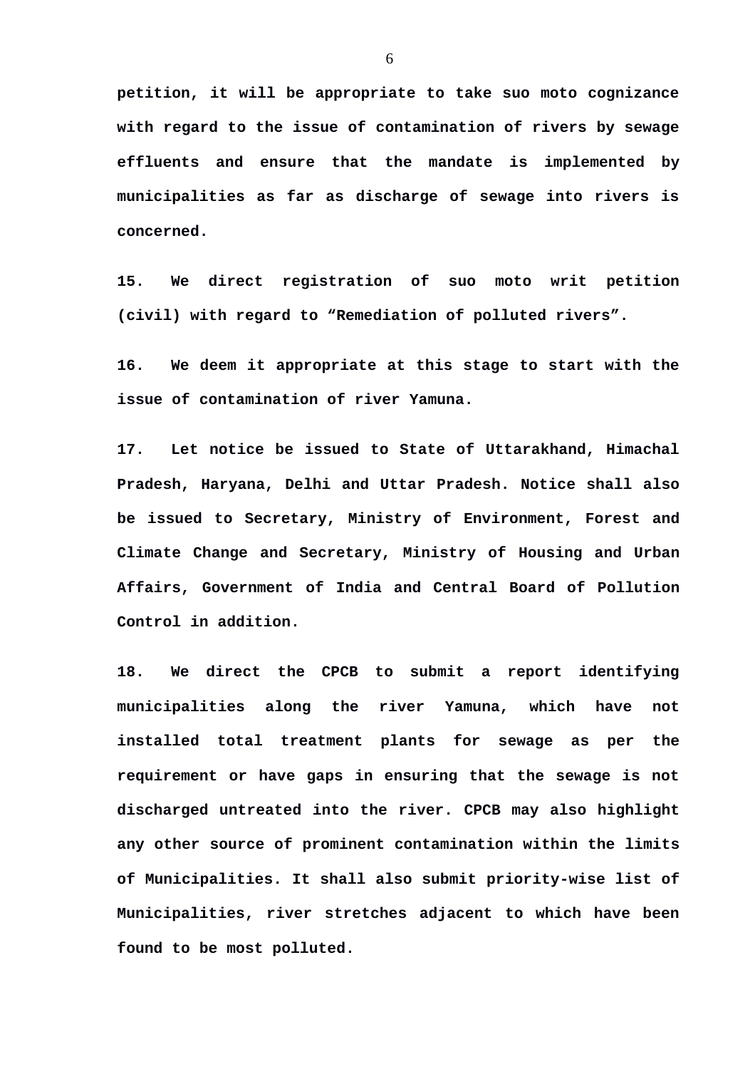**petition, it will be appropriate to take suo moto cognizance with regard to the issue of contamination of rivers by sewage effluents and ensure that the mandate is implemented by municipalities as far as discharge of sewage into rivers is concerned.**

**15. We direct registration of suo moto writ petition (civil) with regard to “Remediation of polluted rivers”.**

**16. We deem it appropriate at this stage to start with the issue of contamination of river Yamuna.**

**17. Let notice be issued to State of Uttarakhand, Himachal Pradesh, Haryana, Delhi and Uttar Pradesh. Notice shall also be issued to Secretary, Ministry of Environment, Forest and Climate Change and Secretary, Ministry of Housing and Urban Affairs, Government of India and Central Board of Pollution Control in addition.**

**18. We direct the CPCB to submit a report identifying municipalities along the river Yamuna, which have not installed total treatment plants for sewage as per the requirement or have gaps in ensuring that the sewage is not discharged untreated into the river. CPCB may also highlight any other source of prominent contamination within the limits of Municipalities. It shall also submit priority-wise list of Municipalities, river stretches adjacent to which have been found to be most polluted.**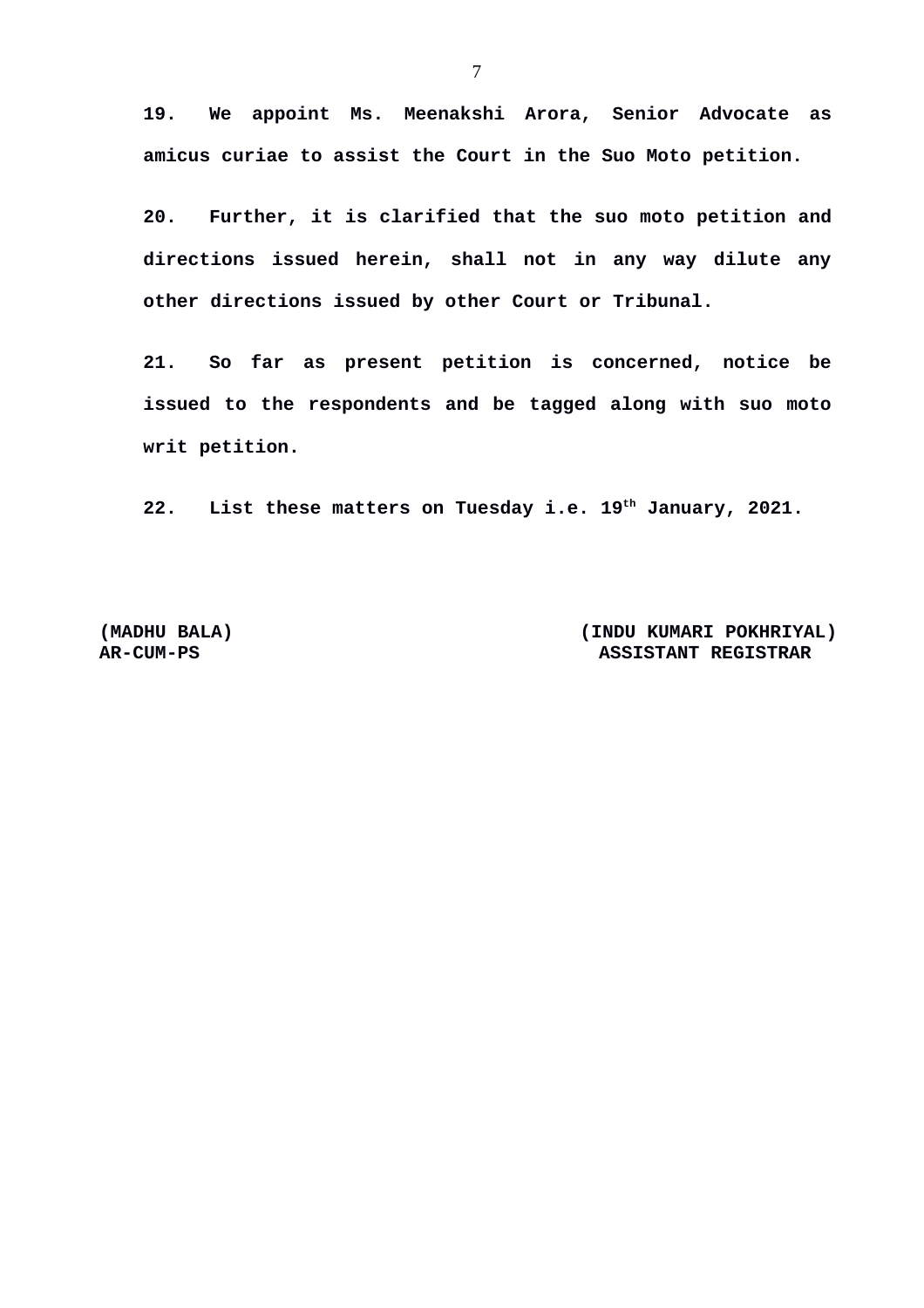**19. We appoint Ms. Meenakshi Arora, Senior Advocate as amicus curiae to assist the Court in the Suo Moto petition.**

**20. Further, it is clarified that the suo moto petition and directions issued herein, shall not in any way dilute any other directions issued by other Court or Tribunal.**

**21. So far as present petition is concerned, notice be issued to the respondents and be tagged along with suo moto writ petition.**

**22. List these matters on Tuesday i.e. 19th January, 2021.**

| | |
|---|---|
| **(MADHU BALA)** | **(INDU KUMARI POKHRIYAL)** |
| **AR-CUM-PS** | **ASSISTANT REGISTRAR** |